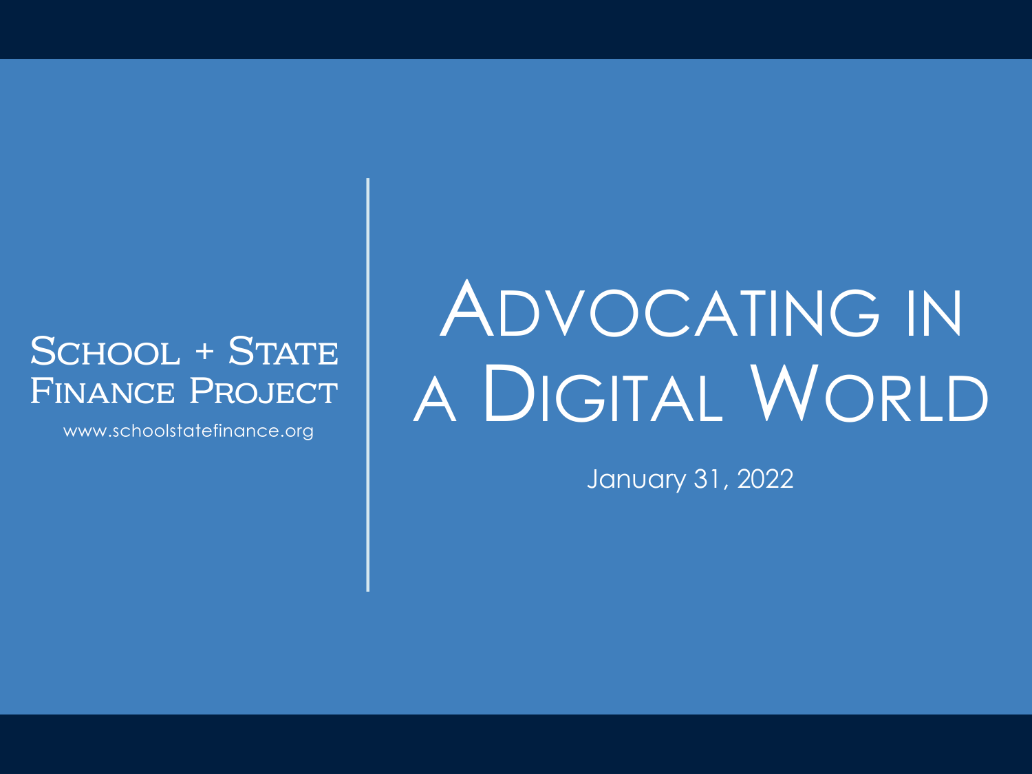School + State Finance Project

www.schoolstatefinance.org

# Advocating in a Digital World

January 31, 2022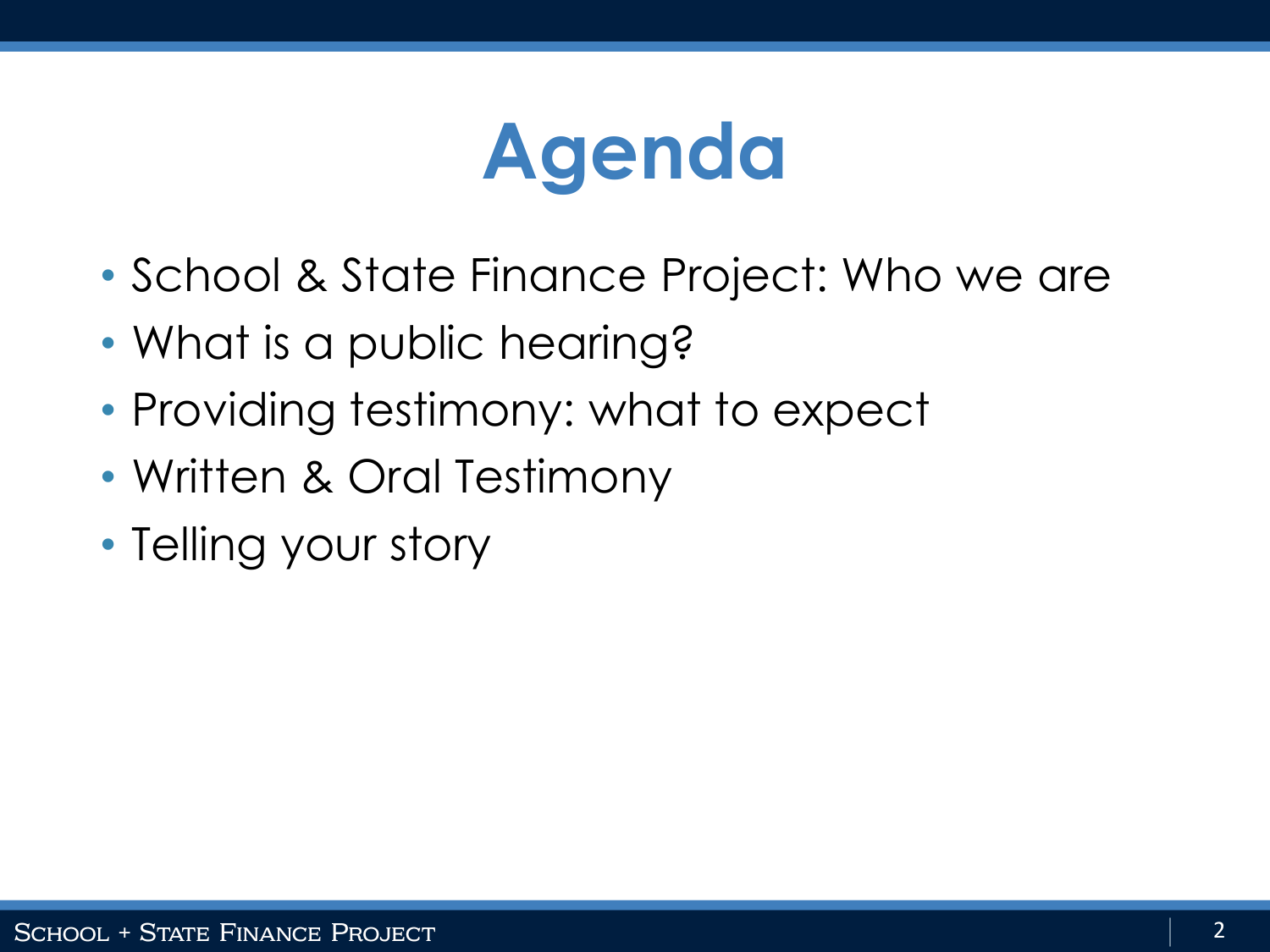# Agenda

- School & State Finance Project: Who we are
- What is a public hearing?
- Providing testimony: what to expect
- Written & Oral Testimony
- Telling your story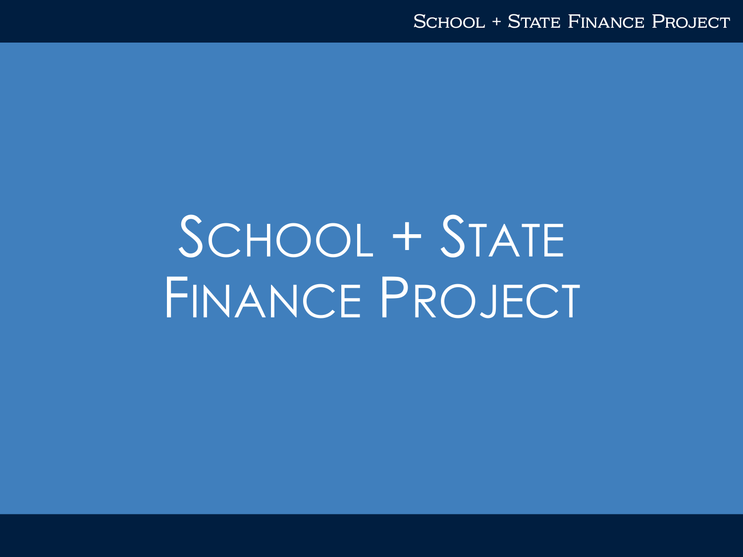# School + State Finance Project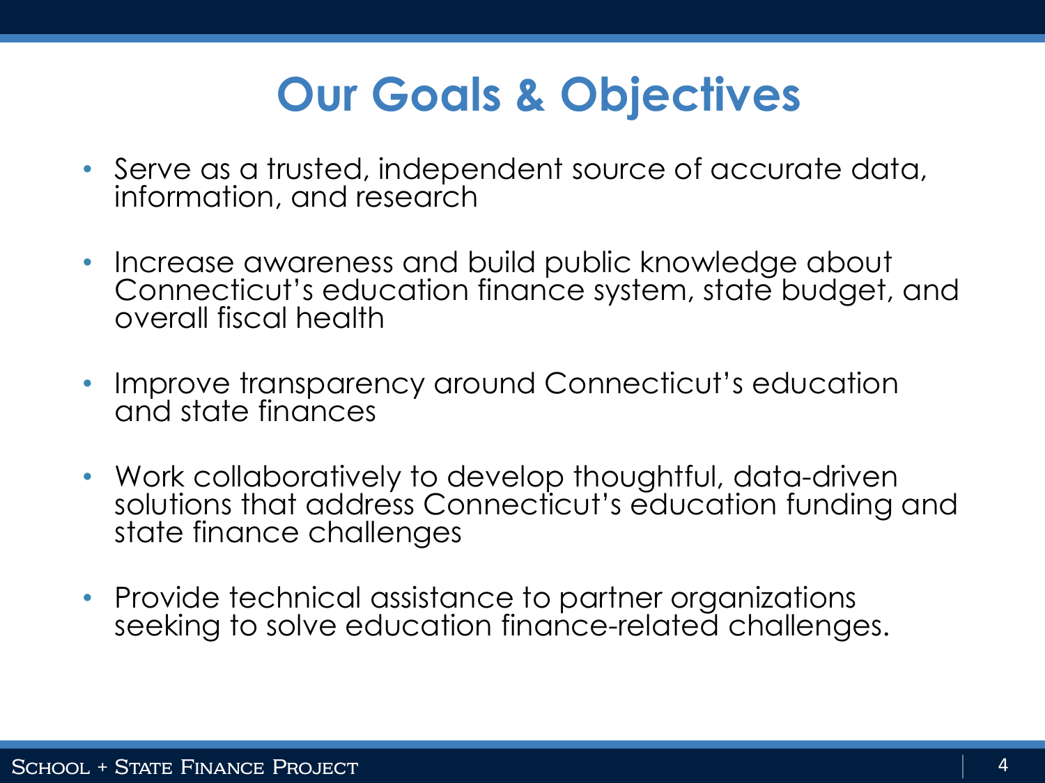# Our Goals & Objectives

- Serve as a trusted, independent source of accurate data, information, and research
- Increase awareness and build public knowledge about Connecticut's education finance system, state budget, and overall fiscal health
- Improve transparency around Connecticut's education and state finances
- Work collaboratively to develop thoughtful, data-driven solutions that address Connecticut's education funding and state finance challenges
- Provide technical assistance to partner organizations seeking to solve education finance-related challenges.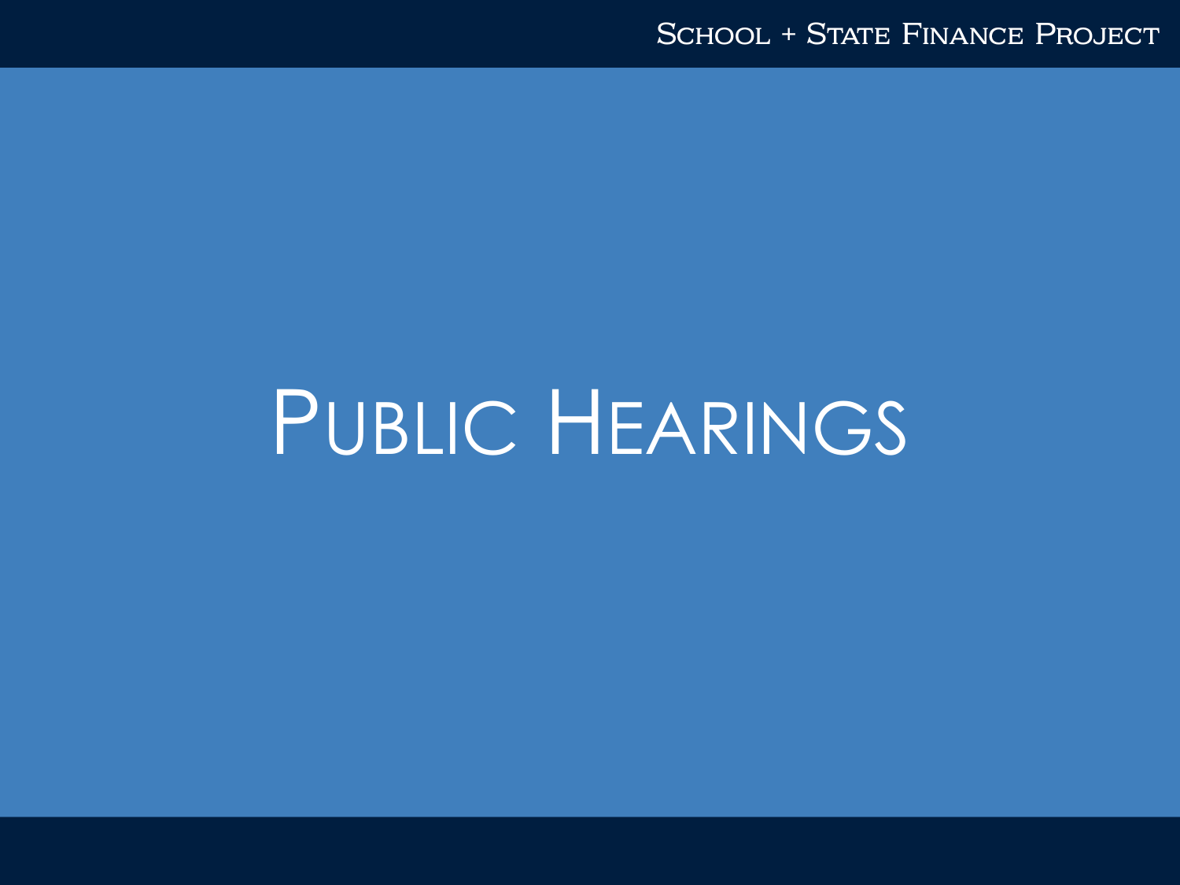# Public Hearings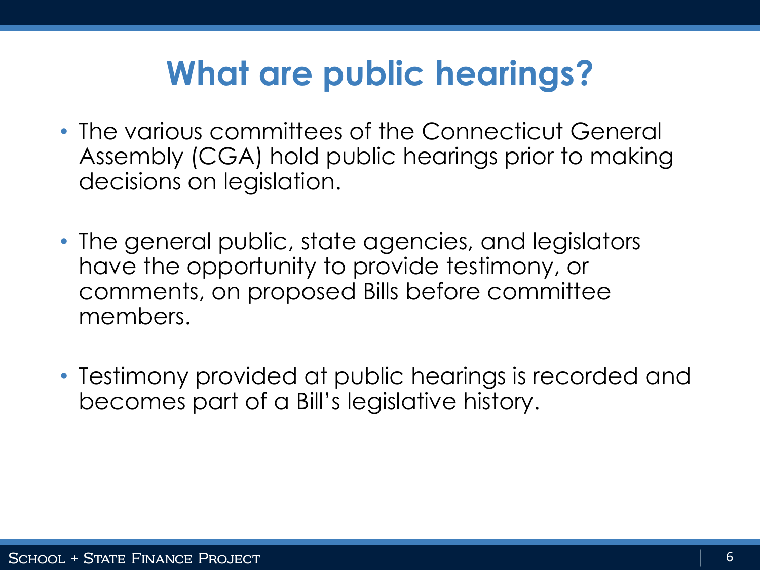# What are public hearings?

- The various committees of the Connecticut General Assembly (CGA) hold public hearings prior to making decisions on legislation.
- The general public, state agencies, and legislators have the opportunity to provide testimony, or comments, on proposed Bills before committee members.
- Testimony provided at public hearings is recorded and becomes part of a Bill's legislative history.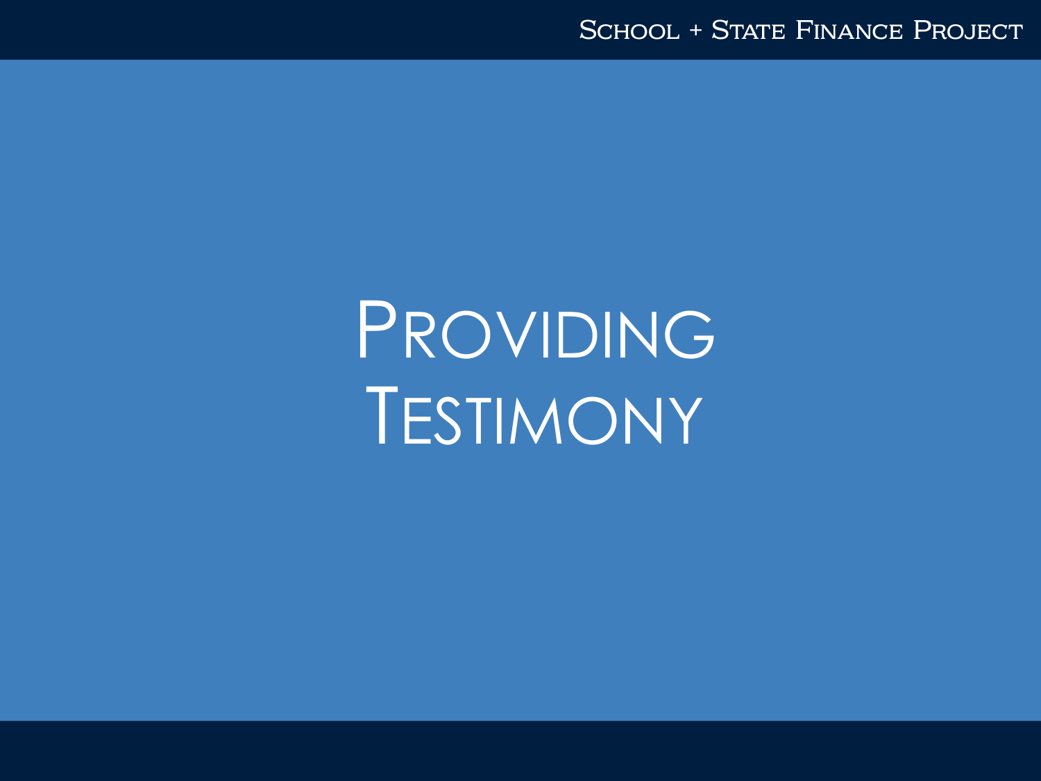# Providing Testimony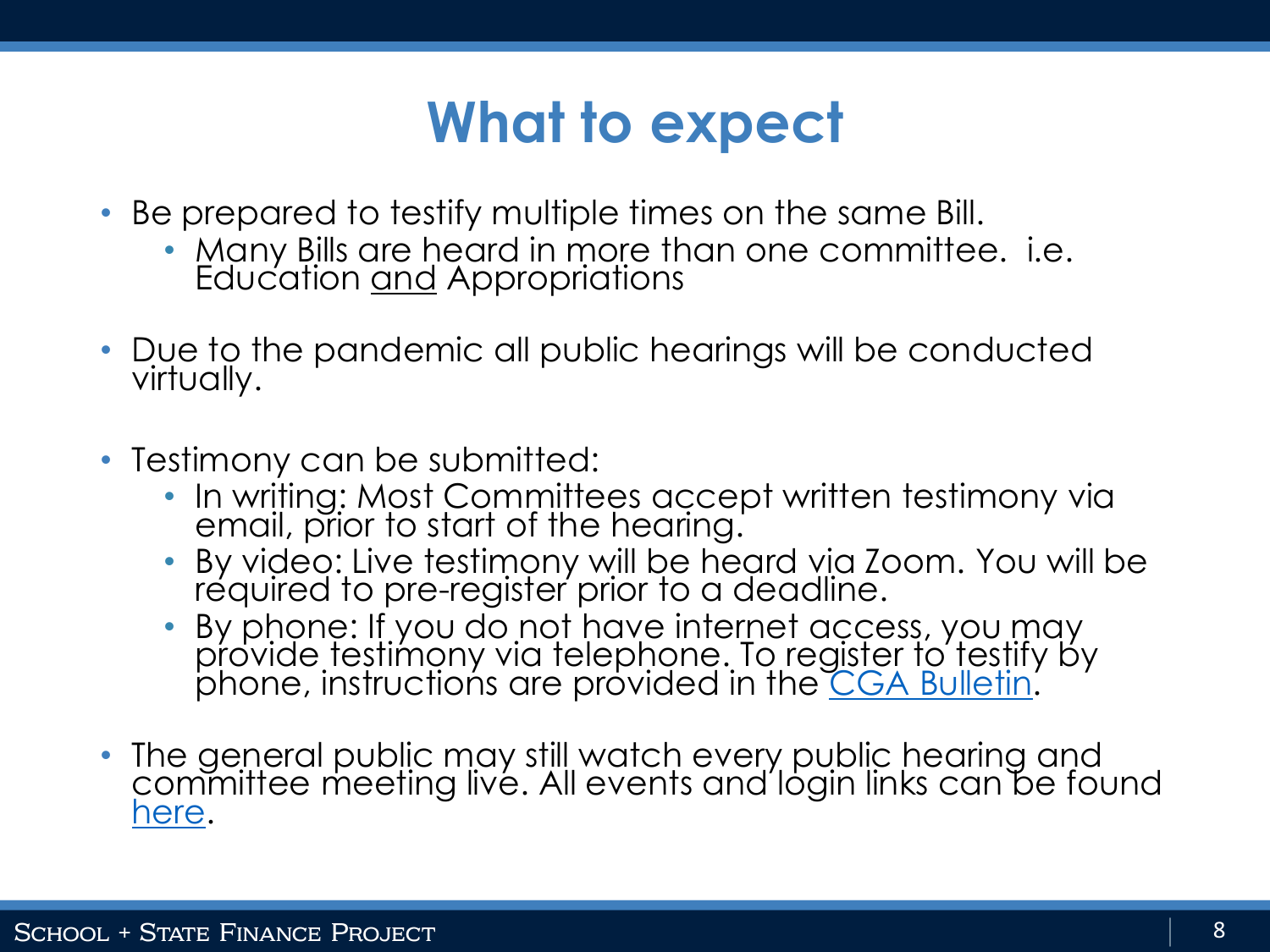# What to expect

- Be prepared to testify multiple times on the same Bill.
  - Many Bills are heard in more than one committee. i.e. Education and Appropriations
- Due to the pandemic all public hearings will be conducted virtually.
- Testimony can be submitted:
  - In writing: Most Committees accept written testimony via email, prior to start of the hearing.
  - By video: Live testimony will be heard via Zoom. You will be required to pre-register prior to a deadline.
  - By phone: If you do not have internet access, you may provide testimony via telephone. To register to testify by phone, instructions are provided in the CGA Bulletin.
- The general public may still watch every public hearing and committee meeting live. All events and login links can be found here.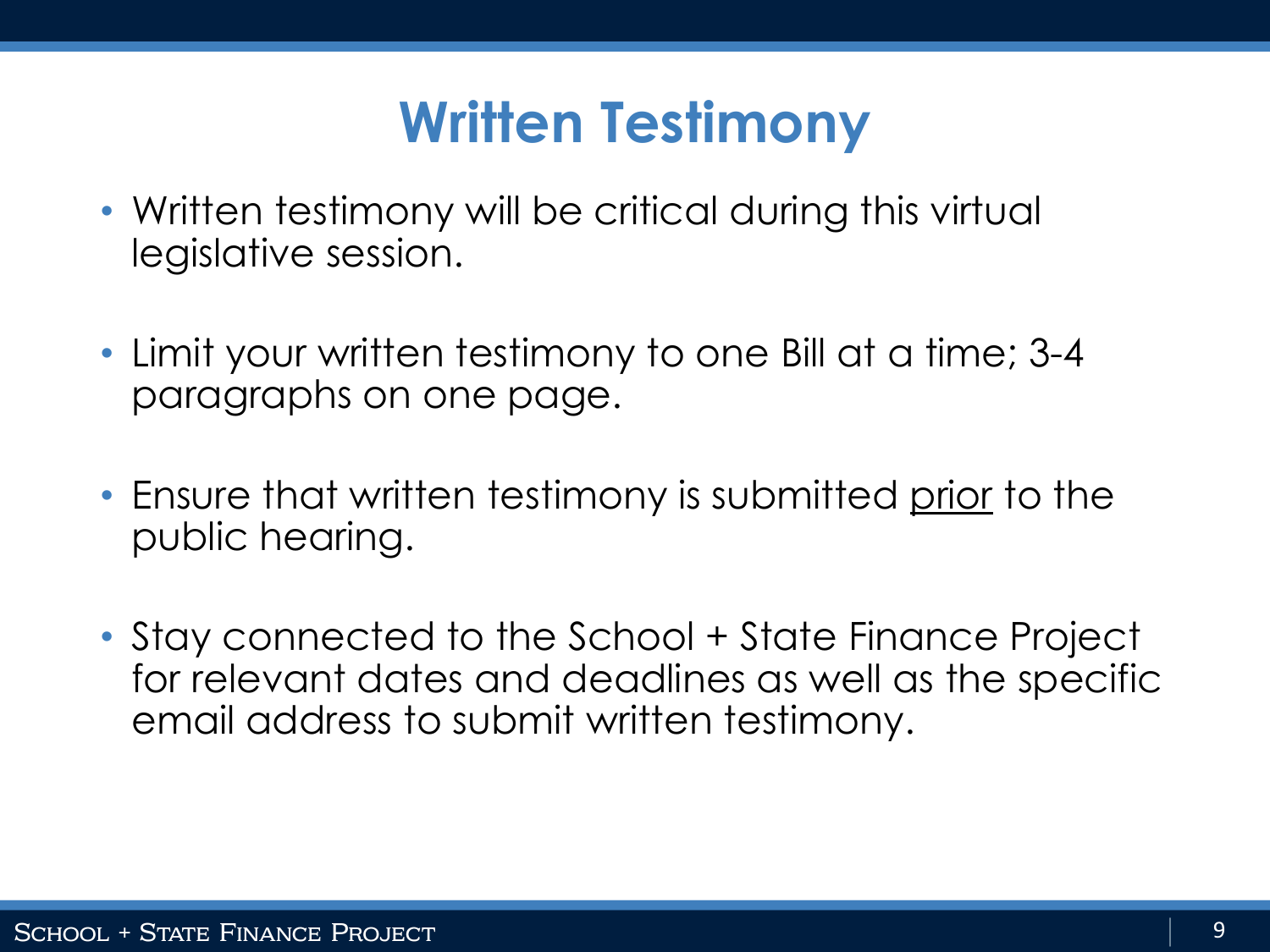# Written Testimony

- Written testimony will be critical during this virtual legislative session.
- Limit your written testimony to one Bill at a time; 3-4 paragraphs on one page.
- Ensure that written testimony is submitted <u>prior</u> to the public hearing.
- Stay connected to the School + State Finance Project for relevant dates and deadlines as well as the specific email address to submit written testimony.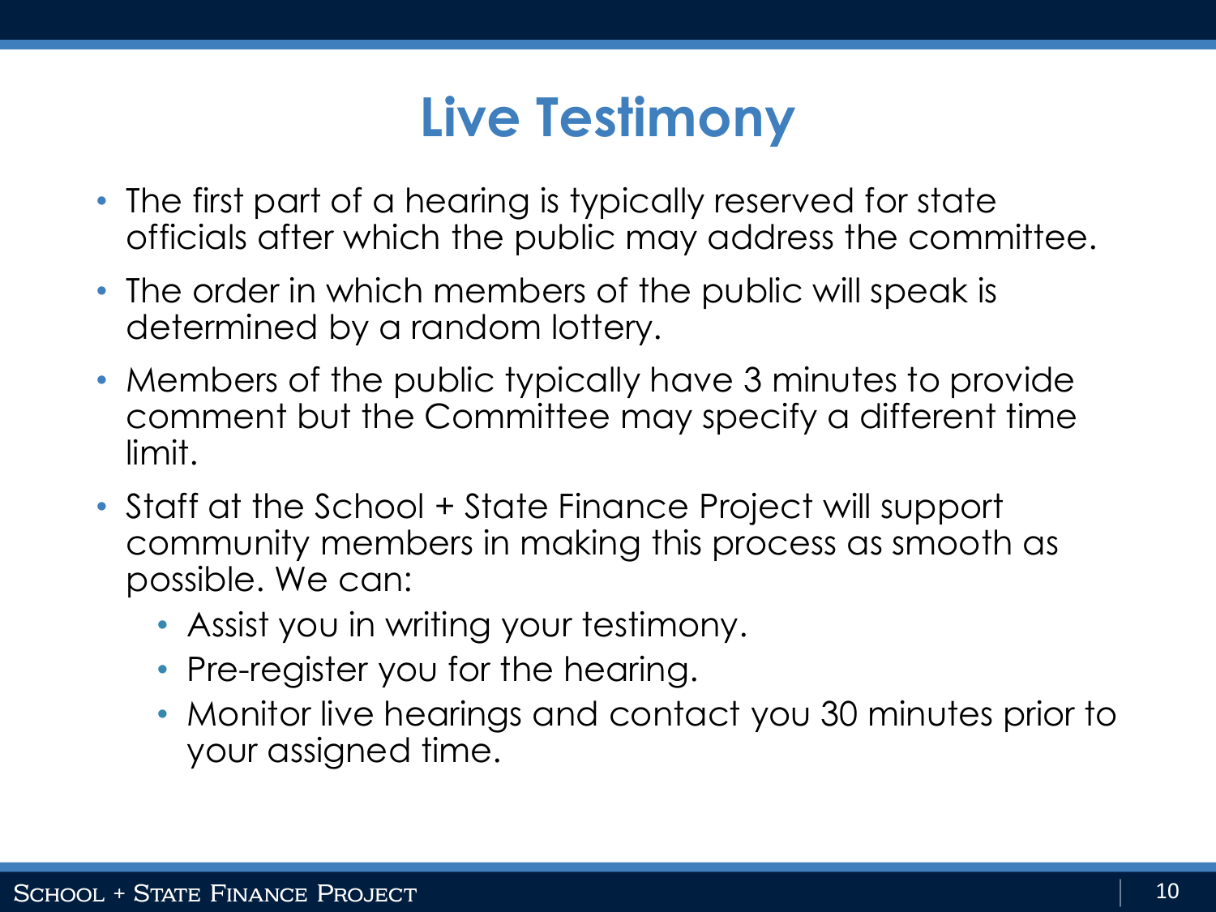# Live Testimony

- The first part of a hearing is typically reserved for state officials after which the public may address the committee.
- The order in which members of the public will speak is determined by a random lottery.
- Members of the public typically have 3 minutes to provide comment but the Committee may specify a different time limit.
- Staff at the School + State Finance Project will support community members in making this process as smooth as possible. We can:
  - Assist you in writing your testimony.
  - Pre-register you for the hearing.
  - Monitor live hearings and contact you 30 minutes prior to your assigned time.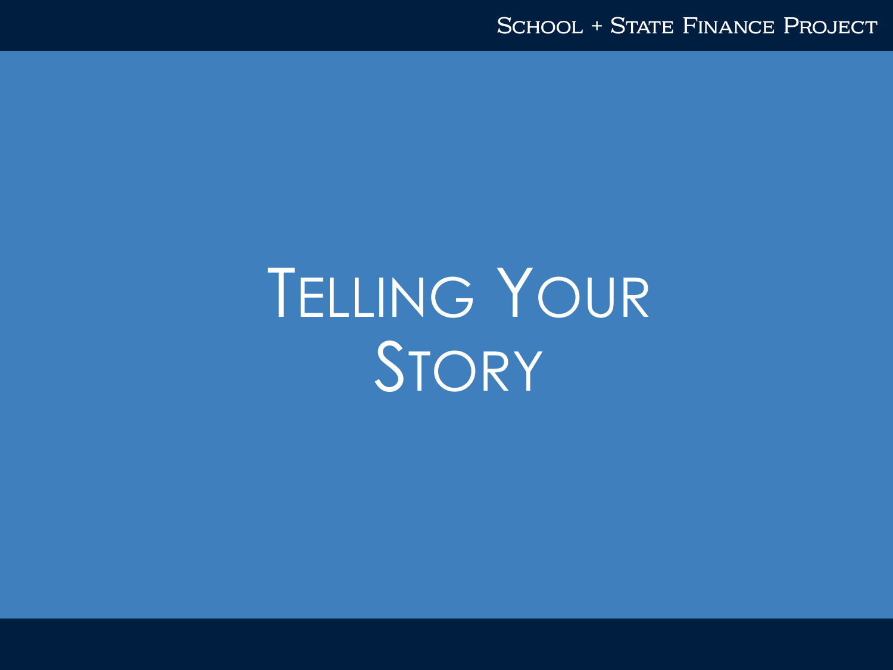# Telling Your Story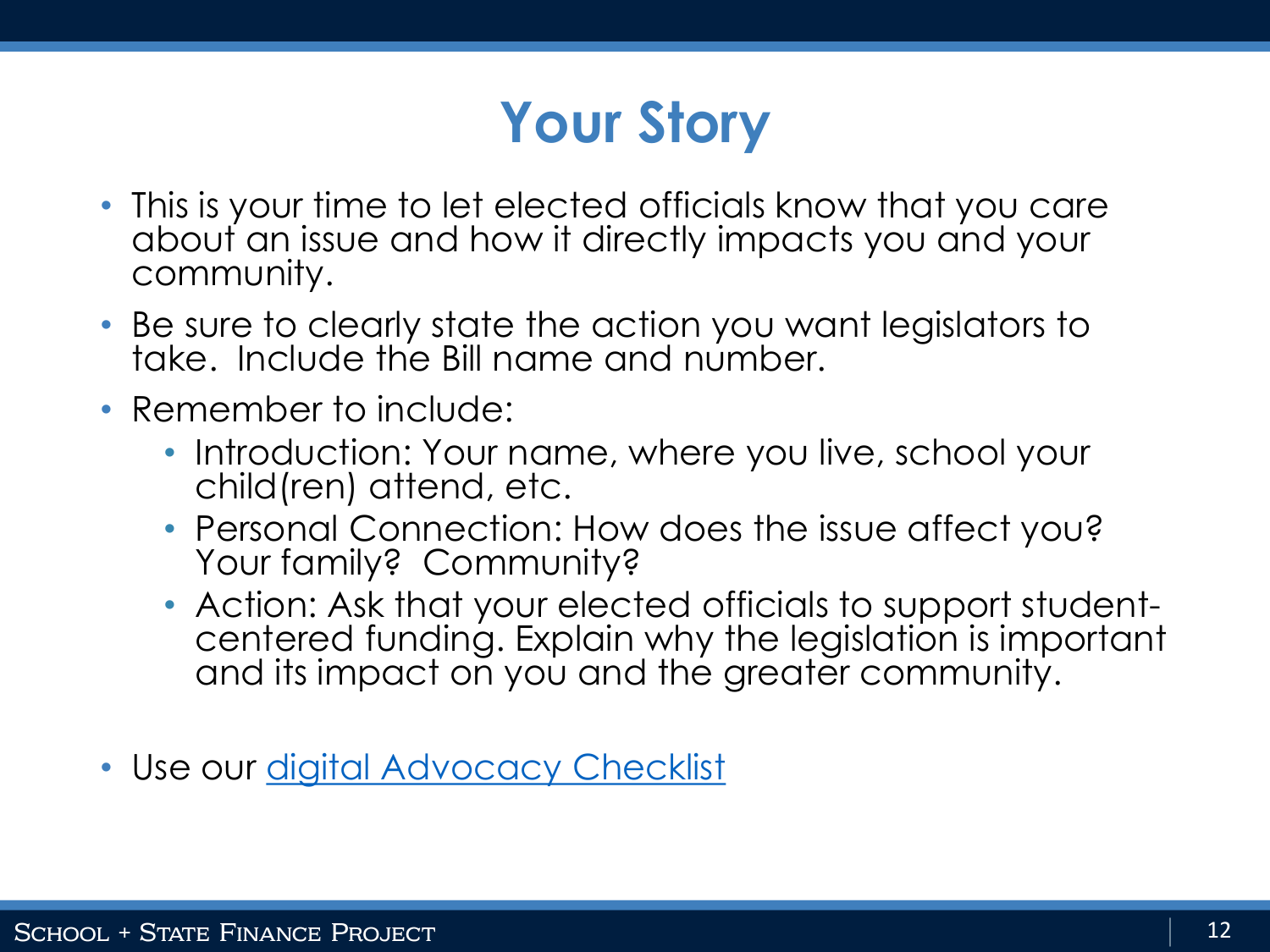# Your Story

- This is your time to let elected officials know that you care about an issue and how it directly impacts you and your community.
- Be sure to clearly state the action you want legislators to take. Include the Bill name and number.
- Remember to include:
  - Introduction: Your name, where you live, school your child(ren) attend, etc.
  - Personal Connection: How does the issue affect you? Your family? Community?
  - Action: Ask that your elected officials to support student-centered funding. Explain why the legislation is important and its impact on you and the greater community.
- Use our digital Advocacy Checklist